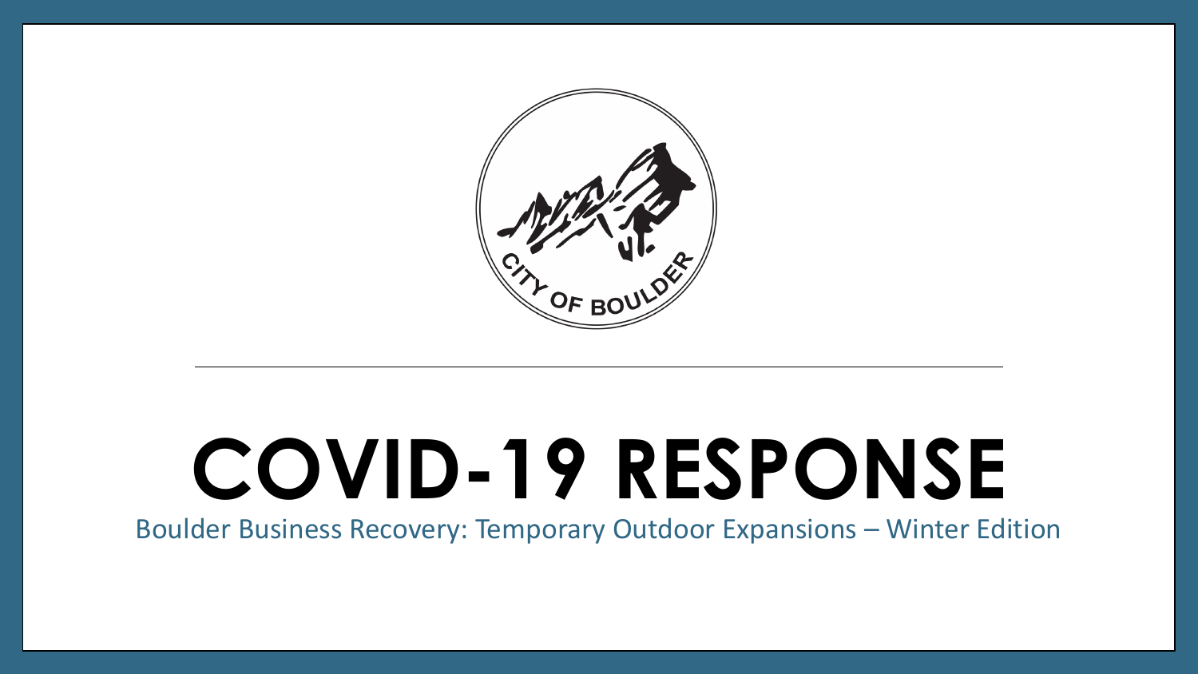# COVID-19 RESPONSE

Boulder Business Recovery: Temporary Outdoor Expansions – Winter Edition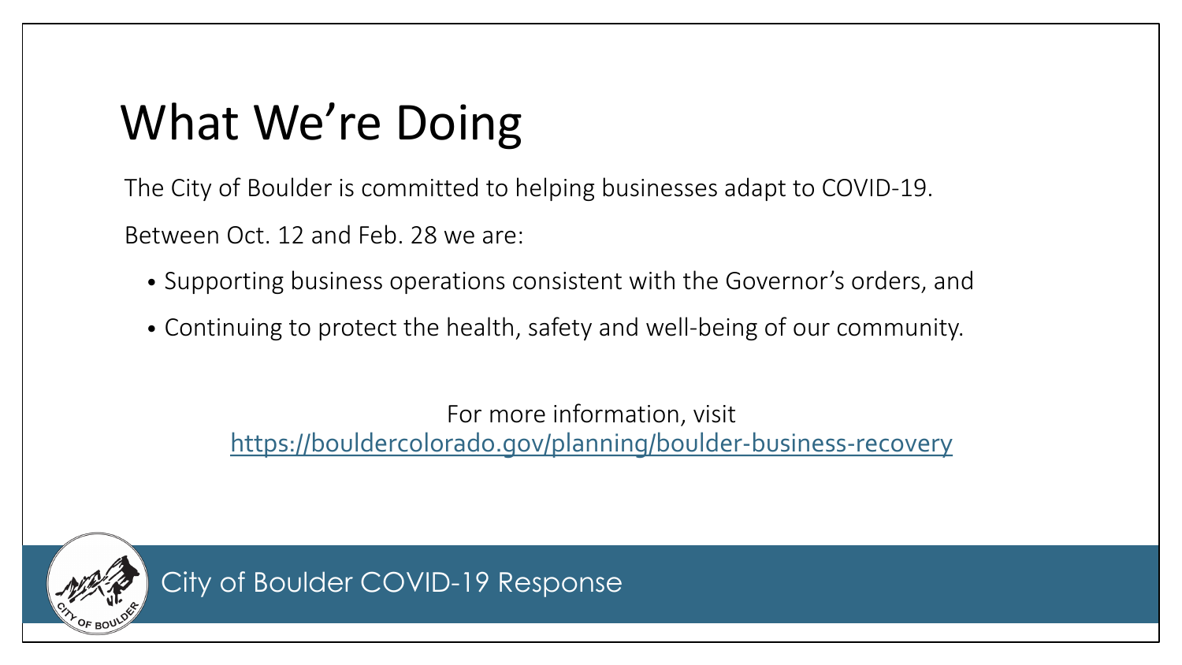# What We're Doing

The City of Boulder is committed to helping businesses adapt to COVID-19.

Between Oct. 12 and Feb. 28 we are:

- Supporting business operations consistent with the Governor's orders, and
- Continuing to protect the health, safety and well-being of our community.

For more information, visit
https://bouldercolorado.gov/planning/boulder-business-recovery

City of Boulder COVID-19 Response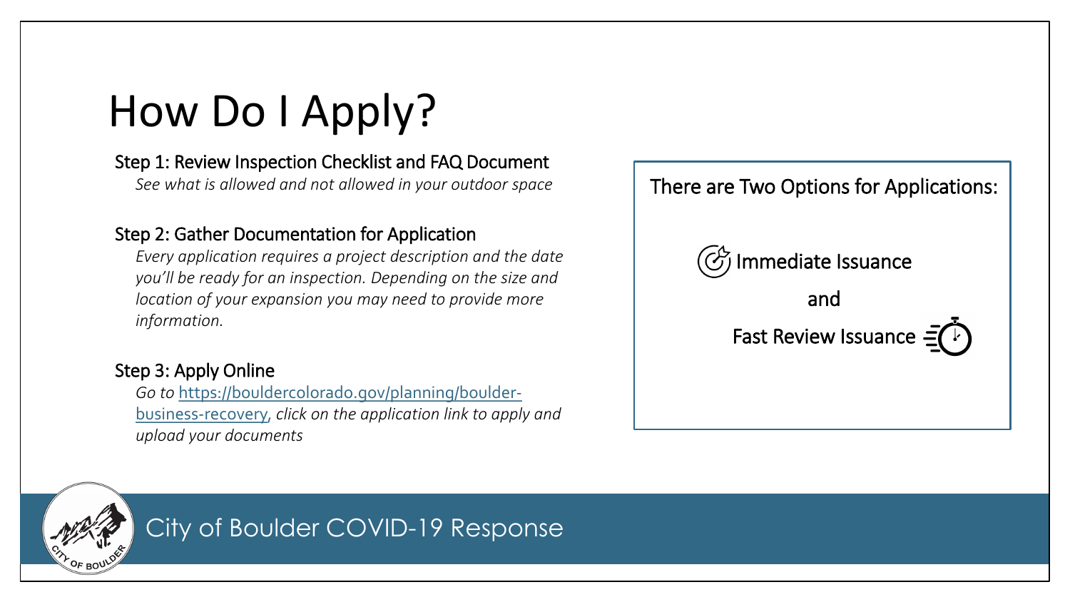# How Do I Apply?

### Step 1: Review Inspection Checklist and FAQ Document

*See what is allowed and not allowed in your outdoor space*

### Step 2: Gather Documentation for Application

*Every application requires a project description and the date you'll be ready for an inspection. Depending on the size and location of your expansion you may need to provide more information.*

### Step 3: Apply Online

*Go to* [https://bouldercolorado.gov/planning/boulder-business-recovery](https://bouldercolorado.gov/planning/boulder-business-recovery)*, click on the application link to apply and upload your documents*

There are Two Options for Applications:

Immediate Issuance

and

Fast Review Issuance

City of Boulder COVID-19 Response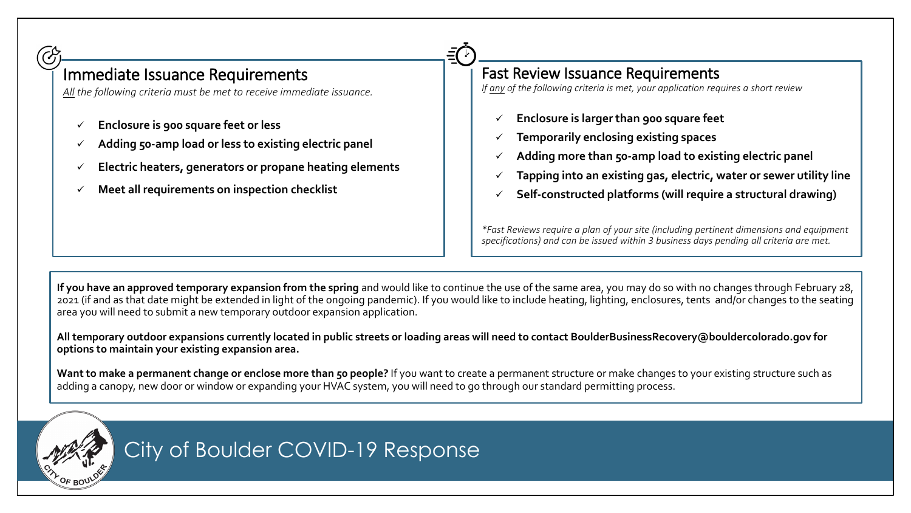## Immediate Issuance Requirements

*<u>All</u> the following criteria must be met to receive immediate issuance.*

- **Enclosure is 900 square feet or less**
- **Adding 50-amp load or less to existing electric panel**
- **Electric heaters, generators or propane heating elements**
- **Meet all requirements on inspection checklist**

## Fast Review Issuance Requirements

*If <u>any</u> of the following criteria is met, your application requires a short review*

- **Enclosure is larger than 900 square feet**
- **Temporarily enclosing existing spaces**
- **Adding more than 50-amp load to existing electric panel**
- **Tapping into an existing gas, electric, water or sewer utility line**
- **Self-constructed platforms (will require a structural drawing)**

**Fast Reviews require a plan of your site (including pertinent dimensions and equipment specifications) and can be issued within 3 business days pending all criteria are met.*

**If you have an approved temporary expansion from the spring** and would like to continue the use of the same area, you may do so with no changes through February 28, 2021 (if and as that date might be extended in light of the ongoing pandemic). If you would like to include heating, lighting, enclosures, tents and/or changes to the seating area you will need to submit a new temporary outdoor expansion application.

**All temporary outdoor expansions currently located in public streets or loading areas will need to contact BoulderBusinessRecovery@bouldercolorado.gov for options to maintain your existing expansion area.**

**Want to make a permanent change or enclose more than 50 people?** If you want to create a permanent structure or make changes to your existing structure such as adding a canopy, new door or window or expanding your HVAC system, you will need to go through our standard permitting process.

City of Boulder COVID-19 Response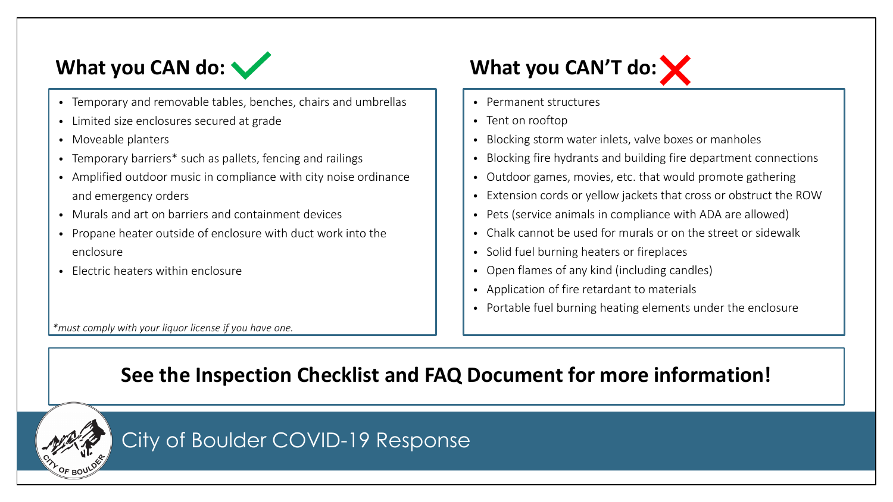## What you CAN do: ✓

- Temporary and removable tables, benches, chairs and umbrellas
- Limited size enclosures secured at grade
- Moveable planters
- Temporary barriers* such as pallets, fencing and railings
- Amplified outdoor music in compliance with city noise ordinance and emergency orders
- Murals and art on barriers and containment devices
- Propane heater outside of enclosure with duct work into the enclosure
- Electric heaters within enclosure

*\*must comply with your liquor license if you have one.*

## What you CAN'T do: ✗

- Permanent structures
- Tent on rooftop
- Blocking storm water inlets, valve boxes or manholes
- Blocking fire hydrants and building fire department connections
- Outdoor games, movies, etc. that would promote gathering
- Extension cords or yellow jackets that cross or obstruct the ROW
- Pets (service animals in compliance with ADA are allowed)
- Chalk cannot be used for murals or on the street or sidewalk
- Solid fuel burning heaters or fireplaces
- Open flames of any kind (including candles)
- Application of fire retardant to materials
- Portable fuel burning heating elements under the enclosure

**See the Inspection Checklist and FAQ Document for more information!**

City of Boulder COVID-19 Response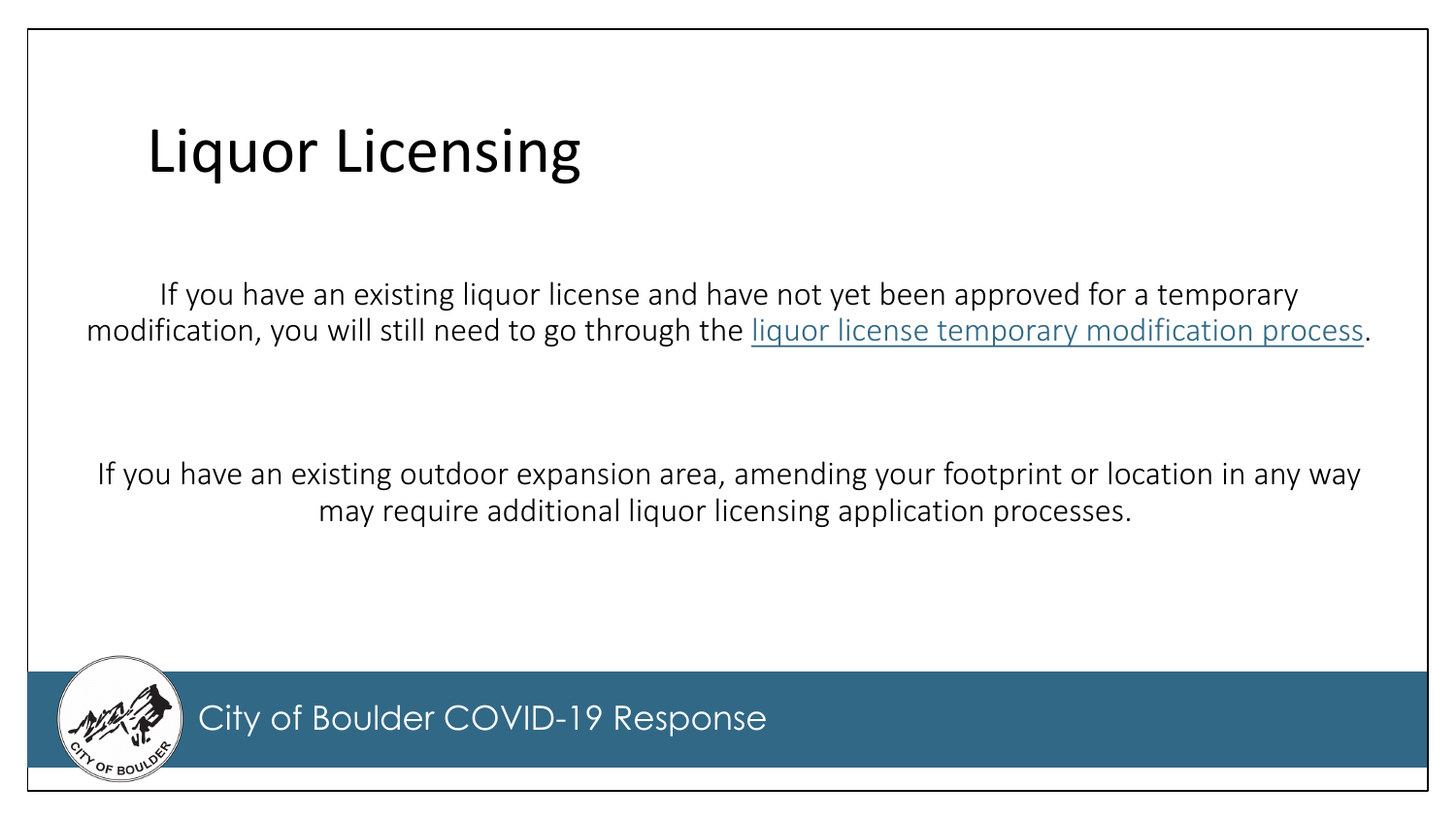# Liquor Licensing

If you have an existing liquor license and have not yet been approved for a temporary modification, you will still need to go through the liquor license temporary modification process.

If you have an existing outdoor expansion area, amending your footprint or location in any way may require additional liquor licensing application processes.

City of Boulder COVID-19 Response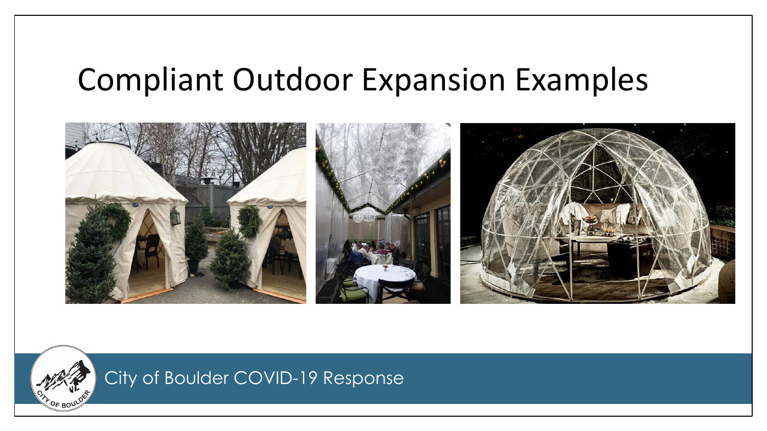# Compliant Outdoor Expansion Examples

City of Boulder COVID-19 Response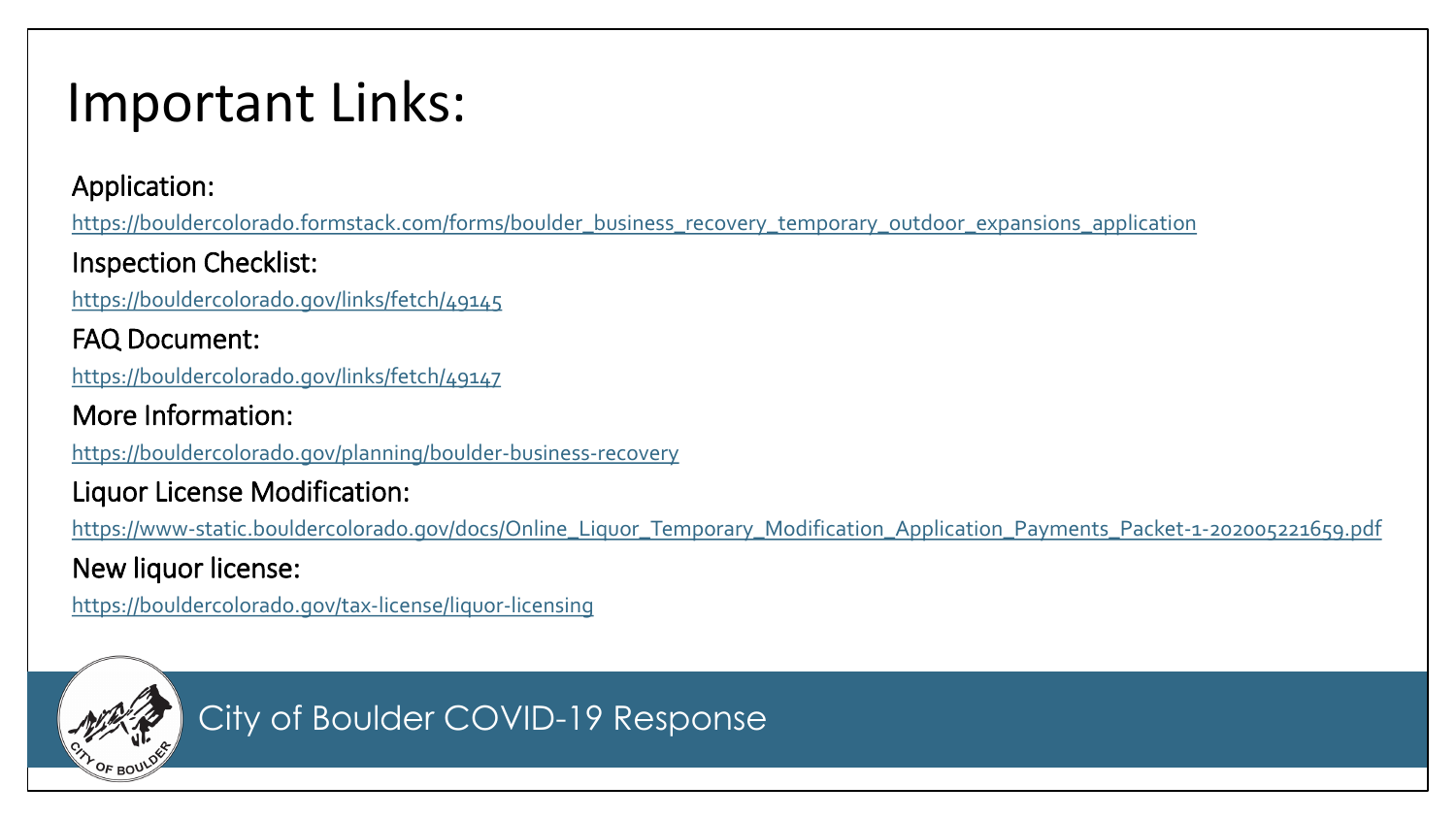# Important Links:

**Application:**

https://bouldercolorado.formstack.com/forms/boulder_business_recovery_temporary_outdoor_expansions_application

**Inspection Checklist:**

https://bouldercolorado.gov/links/fetch/49145

**FAQ Document:**

https://bouldercolorado.gov/links/fetch/49147

**More Information:**

https://bouldercolorado.gov/planning/boulder-business-recovery

**Liquor License Modification:**

https://www-static.bouldercolorado.gov/docs/Online_Liquor_Temporary_Modification_Application_Payments_Packet-1-202005221659.pdf

**New liquor license:**

https://bouldercolorado.gov/tax-license/liquor-licensing

City of Boulder COVID-19 Response